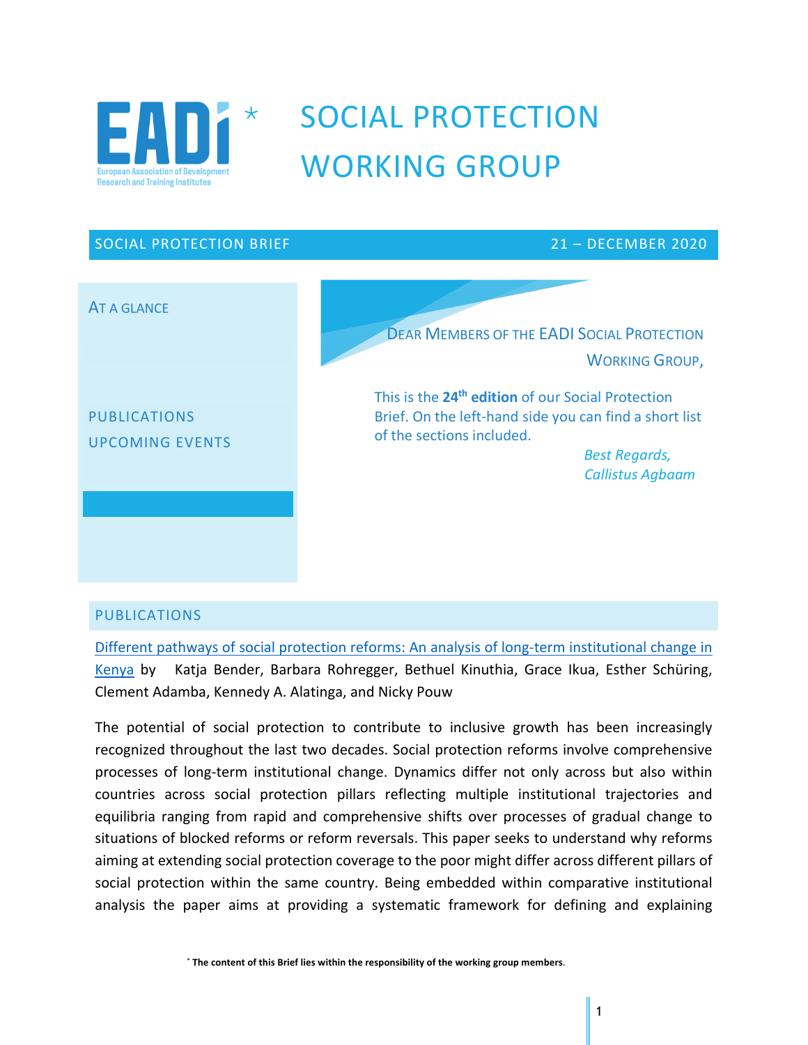# SOCIAL PROTECTION WORKING GROUP

SOCIAL PROTECTION BRIEF — 21 – DECEMBER 2020

**AT A GLANCE**

PUBLICATIONS
UPCOMING EVENTS

DEAR MEMBERS OF THE EADI SOCIAL PROTECTION WORKING GROUP,

This is the **24th edition** of our Social Protection Brief. On the left-hand side you can find a short list of the sections included.

*Best Regards,*
*Callistus Agbaam*

## PUBLICATIONS

[Different pathways of social protection reforms: An analysis of long-term institutional change in Kenya]() by Katja Bender, Barbara Rohregger, Bethuel Kinuthia, Grace Ikua, Esther Schüring, Clement Adamba, Kennedy A. Alatinga, and Nicky Pouw

The potential of social protection to contribute to inclusive growth has been increasingly recognized throughout the last two decades. Social protection reforms involve comprehensive processes of long-term institutional change. Dynamics differ not only across but also within countries across social protection pillars reflecting multiple institutional trajectories and equilibria ranging from rapid and comprehensive shifts over processes of gradual change to situations of blocked reforms or reform reversals. This paper seeks to understand why reforms aiming at extending social protection coverage to the poor might differ across different pillars of social protection within the same country. Being embedded within comparative institutional analysis the paper aims at providing a systematic framework for defining and explaining

* The content of this Brief lies within the responsibility of the working group members.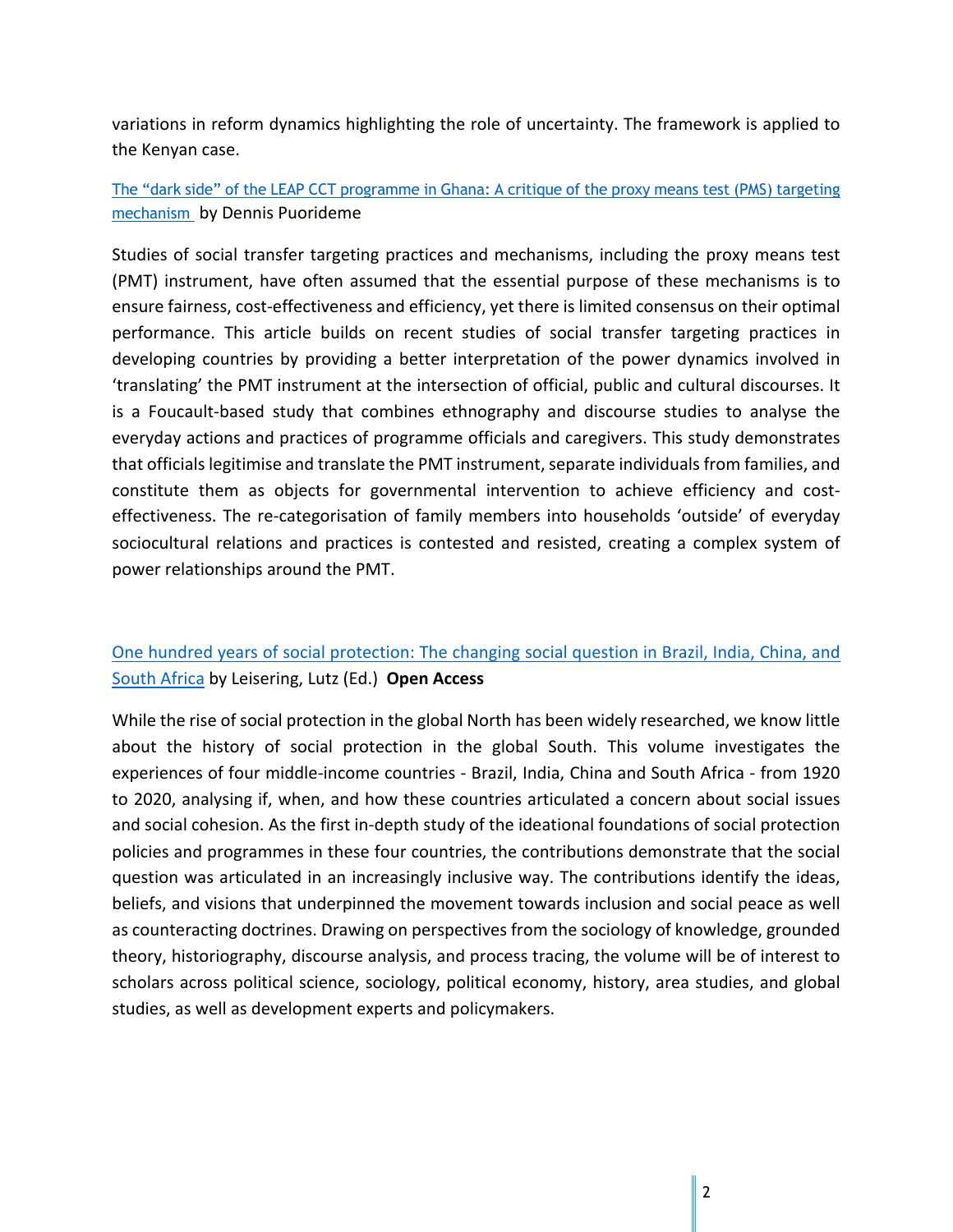variations in reform dynamics highlighting the role of uncertainty. The framework is applied to the Kenyan case.

The "dark side" of the LEAP CCT programme in Ghana: A critique of the proxy means test (PMS) targeting mechanism by Dennis Puorideme

Studies of social transfer targeting practices and mechanisms, including the proxy means test (PMT) instrument, have often assumed that the essential purpose of these mechanisms is to ensure fairness, cost-effectiveness and efficiency, yet there is limited consensus on their optimal performance. This article builds on recent studies of social transfer targeting practices in developing countries by providing a better interpretation of the power dynamics involved in 'translating' the PMT instrument at the intersection of official, public and cultural discourses. It is a Foucault-based study that combines ethnography and discourse studies to analyse the everyday actions and practices of programme officials and caregivers. This study demonstrates that officials legitimise and translate the PMT instrument, separate individuals from families, and constitute them as objects for governmental intervention to achieve efficiency and cost-effectiveness. The re-categorisation of family members into households 'outside' of everyday sociocultural relations and practices is contested and resisted, creating a complex system of power relationships around the PMT.

One hundred years of social protection: The changing social question in Brazil, India, China, and South Africa by Leisering, Lutz (Ed.) **Open Access**

While the rise of social protection in the global North has been widely researched, we know little about the history of social protection in the global South. This volume investigates the experiences of four middle-income countries - Brazil, India, China and South Africa - from 1920 to 2020, analysing if, when, and how these countries articulated a concern about social issues and social cohesion. As the first in-depth study of the ideational foundations of social protection policies and programmes in these four countries, the contributions demonstrate that the social question was articulated in an increasingly inclusive way. The contributions identify the ideas, beliefs, and visions that underpinned the movement towards inclusion and social peace as well as counteracting doctrines. Drawing on perspectives from the sociology of knowledge, grounded theory, historiography, discourse analysis, and process tracing, the volume will be of interest to scholars across political science, sociology, political economy, history, area studies, and global studies, as well as development experts and policymakers.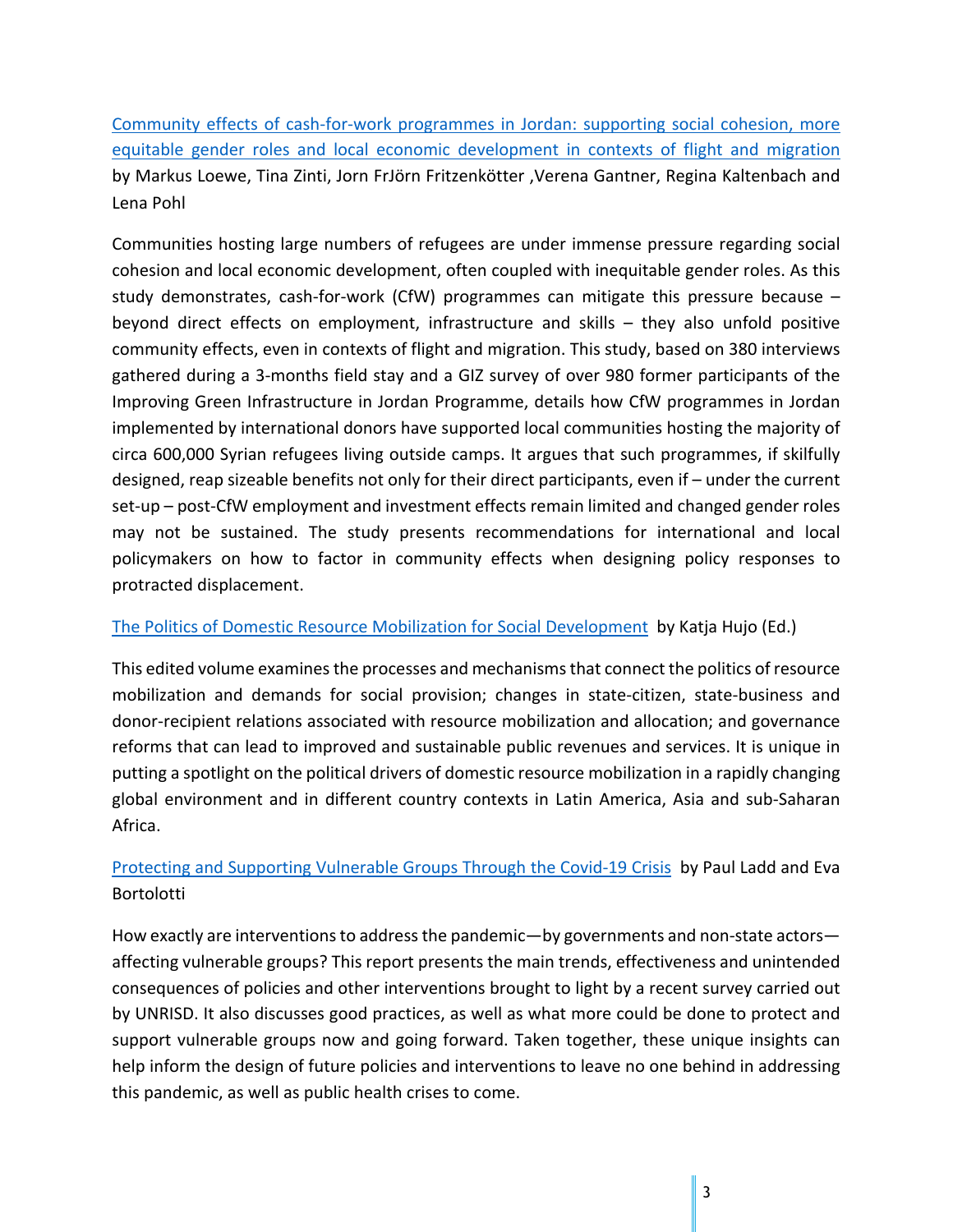Community effects of cash-for-work programmes in Jordan: supporting social cohesion, more equitable gender roles and local economic development in contexts of flight and migration by Markus Loewe, Tina Zinti, Jorn FrJörn Fritzenkötter ,Verena Gantner, Regina Kaltenbach and Lena Pohl

Communities hosting large numbers of refugees are under immense pressure regarding social cohesion and local economic development, often coupled with inequitable gender roles. As this study demonstrates, cash-for-work (CfW) programmes can mitigate this pressure because – beyond direct effects on employment, infrastructure and skills – they also unfold positive community effects, even in contexts of flight and migration. This study, based on 380 interviews gathered during a 3-months field stay and a GIZ survey of over 980 former participants of the Improving Green Infrastructure in Jordan Programme, details how CfW programmes in Jordan implemented by international donors have supported local communities hosting the majority of circa 600,000 Syrian refugees living outside camps. It argues that such programmes, if skilfully designed, reap sizeable benefits not only for their direct participants, even if – under the current set-up – post-CfW employment and investment effects remain limited and changed gender roles may not be sustained. The study presents recommendations for international and local policymakers on how to factor in community effects when designing policy responses to protracted displacement.

The Politics of Domestic Resource Mobilization for Social Development by Katja Hujo (Ed.)

This edited volume examines the processes and mechanisms that connect the politics of resource mobilization and demands for social provision; changes in state-citizen, state-business and donor-recipient relations associated with resource mobilization and allocation; and governance reforms that can lead to improved and sustainable public revenues and services. It is unique in putting a spotlight on the political drivers of domestic resource mobilization in a rapidly changing global environment and in different country contexts in Latin America, Asia and sub-Saharan Africa.

Protecting and Supporting Vulnerable Groups Through the Covid-19 Crisis by Paul Ladd and Eva Bortolotti

How exactly are interventions to address the pandemic—by governments and non-state actors—affecting vulnerable groups? This report presents the main trends, effectiveness and unintended consequences of policies and other interventions brought to light by a recent survey carried out by UNRISD. It also discusses good practices, as well as what more could be done to protect and support vulnerable groups now and going forward. Taken together, these unique insights can help inform the design of future policies and interventions to leave no one behind in addressing this pandemic, as well as public health crises to come.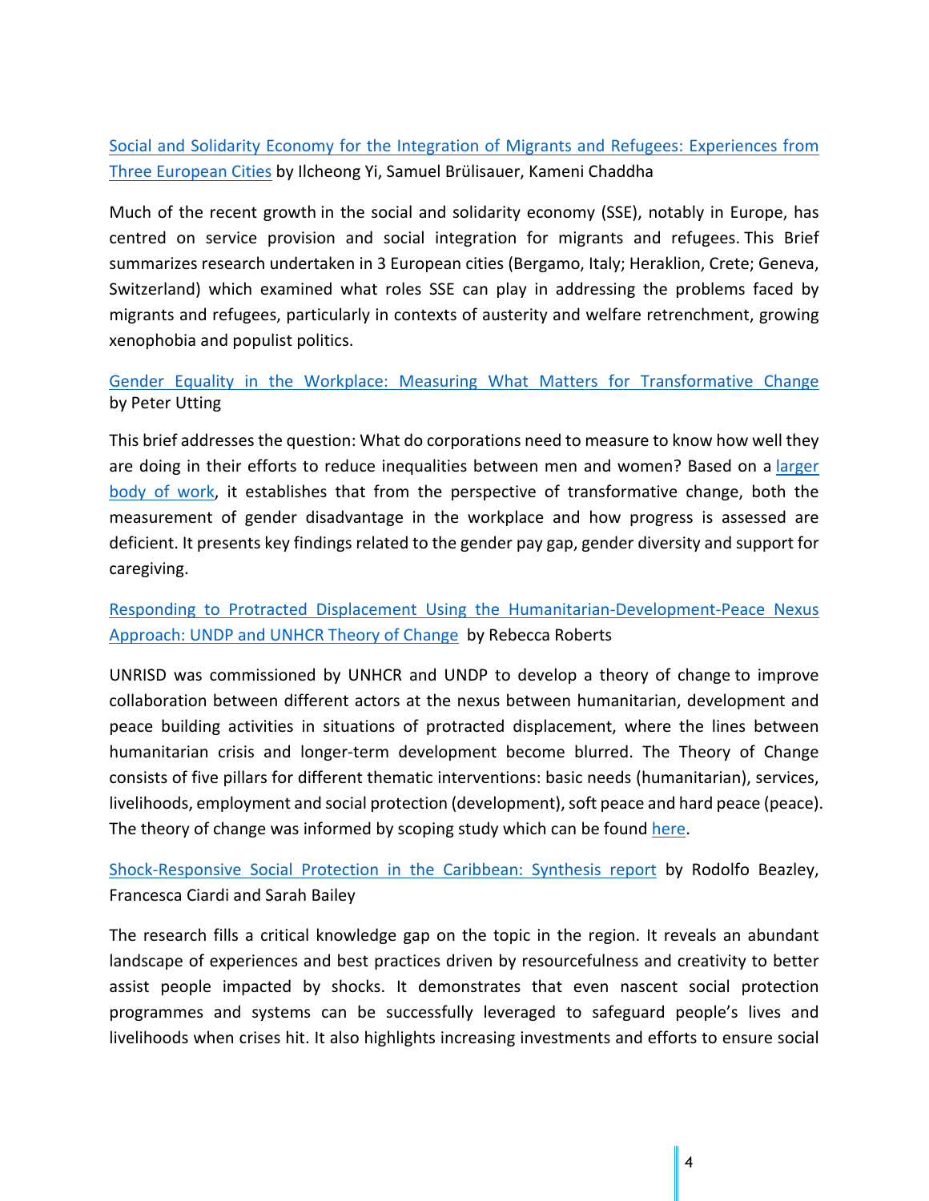[Social and Solidarity Economy for the Integration of Migrants and Refugees: Experiences from Three European Cities] by Ilcheong Yi, Samuel Brülisauer, Kameni Chaddha

Much of the recent growth in the social and solidarity economy (SSE), notably in Europe, has centred on service provision and social integration for migrants and refugees. This Brief summarizes research undertaken in 3 European cities (Bergamo, Italy; Heraklion, Crete; Geneva, Switzerland) which examined what roles SSE can play in addressing the problems faced by migrants and refugees, particularly in contexts of austerity and welfare retrenchment, growing xenophobia and populist politics.

[Gender Equality in the Workplace: Measuring What Matters for Transformative Change] by Peter Utting

This brief addresses the question: What do corporations need to measure to know how well they are doing in their efforts to reduce inequalities between men and women? Based on a [larger body of work], it establishes that from the perspective of transformative change, both the measurement of gender disadvantage in the workplace and how progress is assessed are deficient. It presents key findings related to the gender pay gap, gender diversity and support for caregiving.

[Responding to Protracted Displacement Using the Humanitarian-Development-Peace Nexus Approach: UNDP and UNHCR Theory of Change] by Rebecca Roberts

UNRISD was commissioned by UNHCR and UNDP to develop a theory of change to improve collaboration between different actors at the nexus between humanitarian, development and peace building activities in situations of protracted displacement, where the lines between humanitarian crisis and longer-term development become blurred. The Theory of Change consists of five pillars for different thematic interventions: basic needs (humanitarian), services, livelihoods, employment and social protection (development), soft peace and hard peace (peace). The theory of change was informed by scoping study which can be found [here].

[Shock-Responsive Social Protection in the Caribbean: Synthesis report] by Rodolfo Beazley, Francesca Ciardi and Sarah Bailey

The research fills a critical knowledge gap on the topic in the region. It reveals an abundant landscape of experiences and best practices driven by resourcefulness and creativity to better assist people impacted by shocks. It demonstrates that even nascent social protection programmes and systems can be successfully leveraged to safeguard people's lives and livelihoods when crises hit. It also highlights increasing investments and efforts to ensure social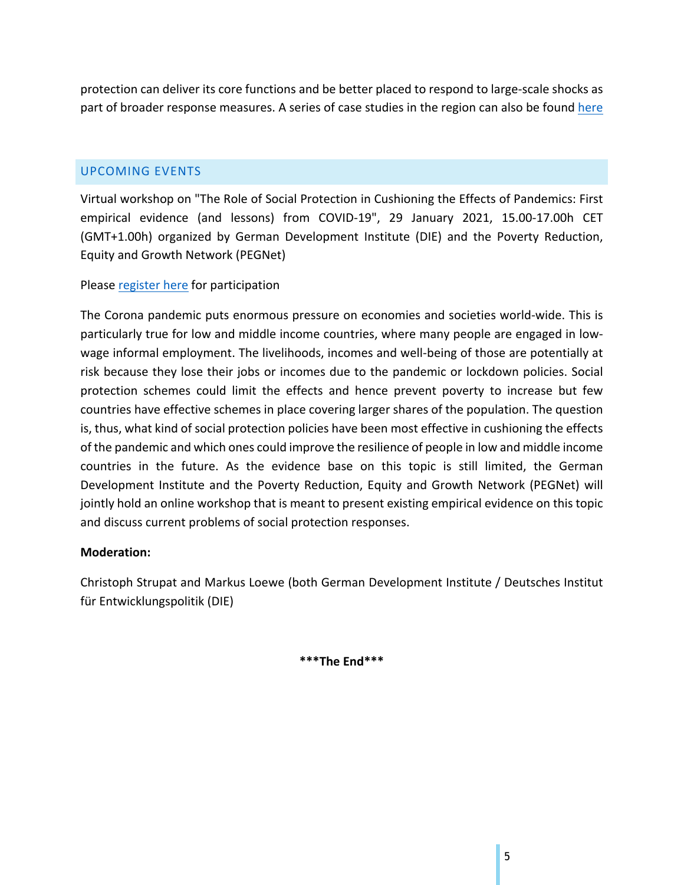protection can deliver its core functions and be better placed to respond to large-scale shocks as part of broader response measures. A series of case studies in the region can also be found here

## UPCOMING EVENTS

Virtual workshop on "The Role of Social Protection in Cushioning the Effects of Pandemics: First empirical evidence (and lessons) from COVID-19", 29 January 2021, 15.00-17.00h CET (GMT+1.00h) organized by German Development Institute (DIE) and the Poverty Reduction, Equity and Growth Network (PEGNet)

Please register here for participation

The Corona pandemic puts enormous pressure on economies and societies world-wide. This is particularly true for low and middle income countries, where many people are engaged in low-wage informal employment. The livelihoods, incomes and well-being of those are potentially at risk because they lose their jobs or incomes due to the pandemic or lockdown policies. Social protection schemes could limit the effects and hence prevent poverty to increase but few countries have effective schemes in place covering larger shares of the population. The question is, thus, what kind of social protection policies have been most effective in cushioning the effects of the pandemic and which ones could improve the resilience of people in low and middle income countries in the future. As the evidence base on this topic is still limited, the German Development Institute and the Poverty Reduction, Equity and Growth Network (PEGNet) will jointly hold an online workshop that is meant to present existing empirical evidence on this topic and discuss current problems of social protection responses.

**Moderation:**

Christoph Strupat and Markus Loewe (both German Development Institute / Deutsches Institut für Entwicklungspolitik (DIE)

**\*\*\*The End\*\*\***